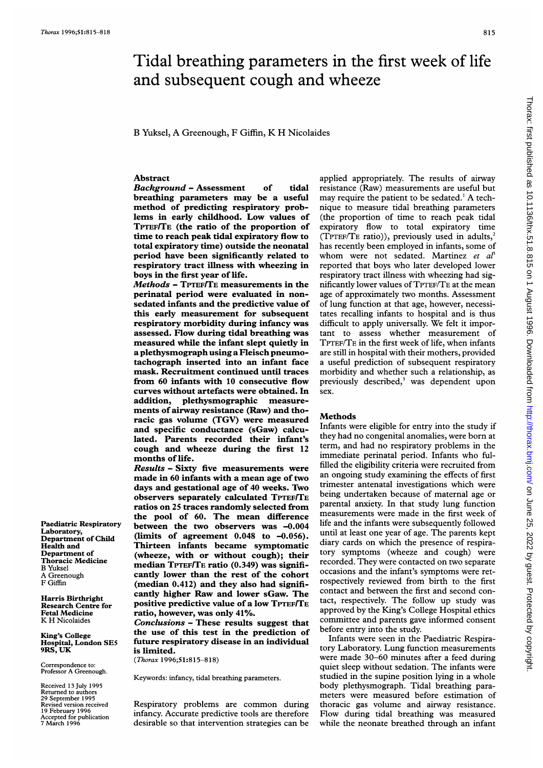# Tidal breathing parameters in the first week of life and subsequent cough and wheeze

B Yuksel, A Greenough, F Giffin, K H Nicolaides

Paediatric Respiratory Laboratory, Department of Child Health and Department of Thoracic Medicine
B Yuksel
A Greenough
F Giffin

Harris Birthright Research Centre for Fetal Medicine
K H Nicolaides

King's College Hospital, London SE5 9RS, UK

Correspondence to: Professor A Greenough.

Received 13 July 1995
Returned to authors 29 September 1995
Revised version received 19 February 1996
Accepted for publication 7 March 1996

## Abstract

*Background* – **Assessment of tidal breathing parameters may be a useful method of predicting respiratory problems in early childhood. Low values of $T_{PTEF}/T_E$ (the ratio of the proportion of time to reach peak tidal expiratory flow to total expiratory time) outside the neonatal period have been significantly related to respiratory tract illness with wheezing in boys in the first year of life.**

*Methods* – **$T_{PTEF}/T_E$ measurements in the perinatal period were evaluated in non-sedated infants and the predictive value of this early measurement for subsequent respiratory morbidity during infancy was assessed. Flow during tidal breathing was measured while the infant slept quietly in a plethysmograph using a Fleisch pneumotachograph inserted into an infant face mask. Recruitment continued until traces from 60 infants with 10 consecutive flow curves without artefacts were obtained. In addition, plethysmographic measurements of airway resistance (Raw) and thoracic gas volume (TGV) were measured and specific conductance (sGaw) calculated. Parents recorded their infant's cough and wheeze during the first 12 months of life.**

*Results* – **Sixty five measurements were made in 60 infants with a mean age of two days and gestational age of 40 weeks. Two observers separately calculated $T_{PTEF}/T_E$ ratios on 25 traces randomly selected from the pool of 60. The mean difference between the two observers was –0.004 (limits of agreement 0.048 to –0.056). Thirteen infants became symptomatic (wheeze, with or without cough); their median $T_{PTEF}/T_E$ ratio (0.349) was significantly lower than the rest of the cohort (median 0.412) and they also had significantly higher Raw and lower sGaw. The positive predictive value of a low $T_{PTEF}/T_E$ ratio, however, was only 41%.**

*Conclusions* – **These results suggest that the use of this test in the prediction of future respiratory disease in an individual is limited.**

(*Thorax* 1996;51:815–818)

Keywords: infancy, tidal breathing parameters.

Respiratory problems are common during infancy. Accurate predictive tools are therefore desirable so that intervention strategies can be applied appropriately. The results of airway resistance (Raw) measurements are useful but may require the patient to be sedated.[1] A technique to measure tidal breathing parameters (the proportion of time to reach peak tidal expiratory flow to total expiratory time ($T_{PTEF}/T_E$ ratio)), previously used in adults,[2] has recently been employed in infants, some of whom were not sedated. Martinez *et al*[3] reported that boys who later developed lower respiratory tract illness with wheezing had significantly lower values of $T_{PTEF}/T_E$ at the mean age of approximately two months. Assessment of lung function at that age, however, necessitates recalling infants to hospital and is thus difficult to apply universally. We felt it important to assess whether measurement of $T_{PTEF}/T_E$ in the first week of life, when infants are still in hospital with their mothers, provided a useful prediction of subsequent respiratory morbidity and whether such a relationship, as previously described,[3] was dependent upon sex.

## Methods

Infants were eligible for entry into the study if they had no congenital anomalies, were born at term, and had no respiratory problems in the immediate perinatal period. Infants who fulfilled the eligibility criteria were recruited from an ongoing study examining the effects of first trimester antenatal investigations which were being undertaken because of maternal age or parental anxiety. In that study lung function measurements were made in the first week of life and the infants were subsequently followed until at least one year of age. The parents kept diary cards on which the presence of respiratory symptoms (wheeze and cough) were recorded. They were contacted on two separate occasions and the infant's symptoms were retrospectively reviewed from birth to the first contact and between the first and second contact, respectively. The follow up study was approved by the King's College Hospital ethics committee and parents gave informed consent before entry into the study.

Infants were seen in the Paediatric Respiratory Laboratory. Lung function measurements were made 30–60 minutes after a feed during quiet sleep without sedation. The infants were studied in the supine position lying in a whole body plethysmograph. Tidal breathing parameters were measured before estimation of thoracic gas volume and airway resistance. Flow during tidal breathing was measured while the neonate breathed through an infant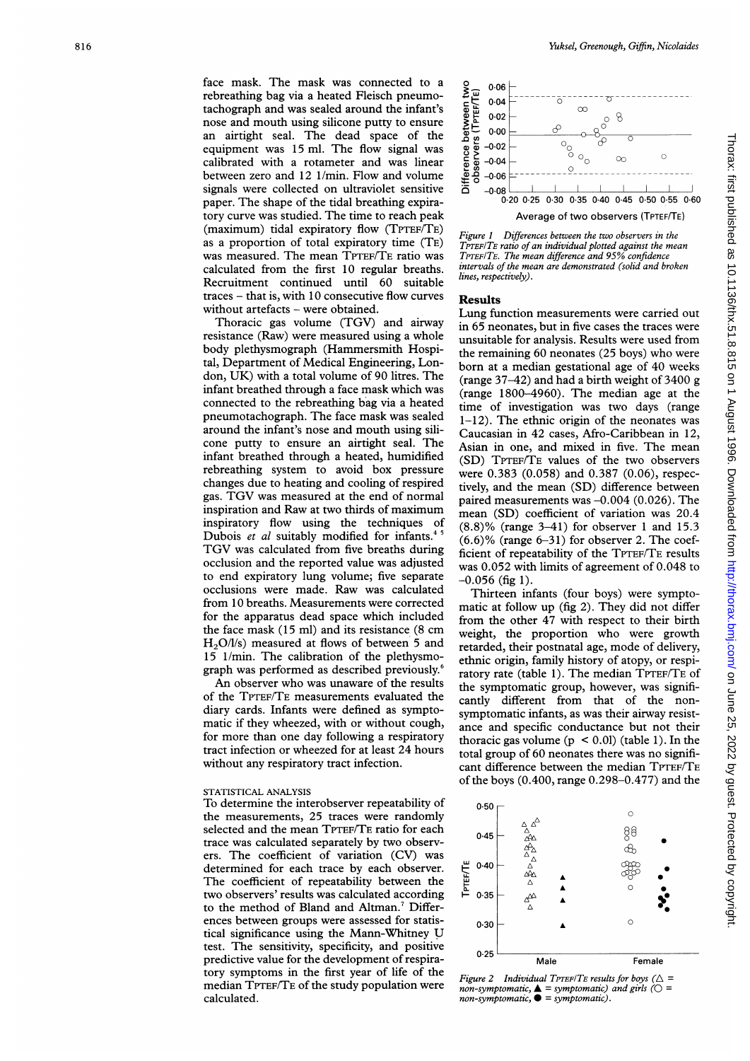face mask. The mask was connected to a rebreathing bag via a heated Fleisch pneumotachograph and was sealed around the infant's nose and mouth using silicone putty to ensure an airtight seal. The dead space of the equipment was 15 ml. The flow signal was calibrated with a rotameter and was linear between zero and 12 l/min. Flow and volume signals were collected on ultraviolet sensitive paper. The shape of the tidal breathing expiratory curve was studied. The time to reach peak (maximum) tidal expiratory flow (TPTEF/TE) as a proportion of total expiratory time (TE) was measured. The mean TPTEF/TE ratio was calculated from the first 10 regular breaths. Recruitment continued until 60 suitable traces – that is, with 10 consecutive flow curves without artefacts – were obtained.

Thoracic gas volume (TGV) and airway resistance (Raw) were measured using a whole body plethysmograph (Hammersmith Hospital, Department of Medical Engineering, London, UK) with a total volume of 90 litres. The infant breathed through a face mask which was connected to the rebreathing bag via a heated pneumotachograph. The face mask was sealed around the infant's nose and mouth using silicone putty to ensure an airtight seal. The infant breathed through a heated, humidified rebreathing system to avoid box pressure changes due to heating and cooling of respired gas. TGV was measured at the end of normal inspiration and Raw at two thirds of maximum inspiratory flow using the techniques of Dubois *et al* suitably modified for infants.[4,5] TGV was calculated from five breaths during occlusion and the reported value was adjusted to end expiratory lung volume; five separate occlusions were made. Raw was calculated from 10 breaths. Measurements were corrected for the apparatus dead space which included the face mask (15 ml) and its resistance (8 cm $H_2O$/l/s) measured at flows of between 5 and 15 l/min. The calibration of the plethysmograph was performed as described previously.[6]

An observer who was unaware of the results of the TPTEF/TE measurements evaluated the diary cards. Infants were defined as symptomatic if they wheezed, with or without cough, for more than one day following a respiratory tract infection or wheezed for at least 24 hours without any respiratory tract infection.

### STATISTICAL ANALYSIS

To determine the interobserver repeatability of the measurements, 25 traces were randomly selected and the mean TPTEF/TE ratio for each trace was calculated separately by two observers. The coefficient of variation (CV) was determined for each trace by each observer. The coefficient of repeatability between the two observers' results was calculated according to the method of Bland and Altman.[7] Differences between groups were assessed for statistical significance using the Mann-Whitney U test. The sensitivity, specificity, and positive predictive value for the development of respiratory symptoms in the first year of life of the median TPTEF/TE of the study population were calculated.

*Figure 1 Differences between the two observers in the TPTEF/TE ratio of an individual plotted against the mean TPTEF/TE. The mean difference and 95% confidence intervals of the mean are demonstrated (solid and broken lines, respectively).*

## Results

Lung function measurements were carried out in 65 neonates, but in five cases the traces were unsuitable for analysis. Results were used from the remaining 60 neonates (25 boys) who were born at a median gestational age of 40 weeks (range 37–42) and had a birth weight of 3400 g (range 1800–4960). The median age at the time of investigation was two days (range 1–12). The ethnic origin of the neonates was Caucasian in 42 cases, Afro-Caribbean in 12, Asian in one, and mixed in five. The mean (SD) TPTEF/TE values of the two observers were 0.383 (0.058) and 0.387 (0.06), respectively, and the mean (SD) difference between paired measurements was −0.004 (0.026). The mean (SD) coefficient of variation was 20.4 (8.8)% (range 3–41) for observer 1 and 15.3 (6.6)% (range 6–31) for observer 2. The coefficient of repeatability of the TPTEF/TE results was 0.052 with limits of agreement of 0.048 to −0.056 (fig 1).

Thirteen infants (four boys) were symptomatic at follow up (fig 2). They did not differ from the other 47 with respect to their birth weight, the proportion who were growth retarded, their postnatal age, mode of delivery, ethnic origin, family history of atopy, or respiratory rate (table 1). The median TPTEF/TE of the symptomatic group, however, was significantly different from that of the non-symptomatic infants, as was their airway resistance and specific conductance but not their thoracic gas volume ($p < 0.01$) (table 1). In the total group of 60 neonates there was no significant difference between the median TPTEF/TE of the boys (0.400, range 0.298–0.477) and the

*Figure 2 Individual TPTEF/TE results for boys (△ = non-symptomatic, ▲ = symptomatic) and girls (○ = non-symptomatic, ● = symptomatic).*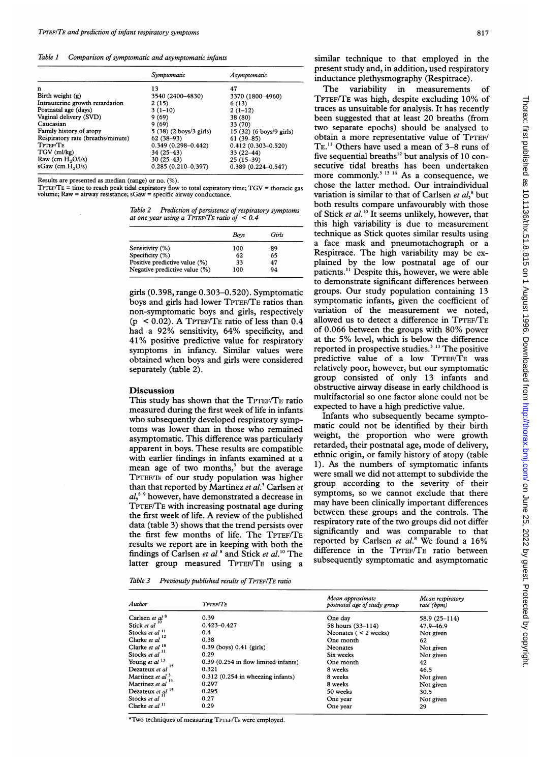Table 1 Comparison of symptomatic and asymptomatic infants

| | Symptomatic | Asymptomatic |
|---|---|---|
| n | 13 | 47 |
| Birth weight (g) | 3540 (2400–4830) | 3370 (1800–4960) |
| Intrauterine growth retardation | 2 (15) | 6 (13) |
| Postnatal age (days) | 3 (1–10) | 2 (1–12) |
| Vaginal delivery (SVD) | 9 (69) | 38 (80) |
| Caucasian | 9 (69) | 33 (70) |
| Family history of atopy | 5 (38) (2 boys/3 girls) | 15 (32) (6 boys/9 girls) |
| Respiratory rate (breaths/minute) | 62 (38–93) | 61 (39–85) |
| TPTEF/TE | 0.349 (0.298–0.442) | 0.412 (0.303–0.520) |
| TGV (ml/kg) | 34 (25–43) | 33 (22–44) |
| Raw (cm $H_2O$/l/s) | 30 (25–43) | 25 (15–39) |
| sGaw (cm $H_2O$/s) | 0.285 (0.210–0.397) | 0.389 (0.224–0.547) |

Results are presented as median (range) or no. (%).
TPTEF/TE = time to reach peak tidal expiratory flow to total expiratory time; TGV = thoracic gas volume; Raw = airway resistance; sGaw = specific airway conductance.

Table 2 Prediction of persistence of respiratory symptoms at one year using a TPTEF/TE ratio of < 0.4

| | Boys | Girls |
|---|---|---|
| Sensitivity (%) | 100 | 89 |
| Specificity (%) | 62 | 65 |
| Positive predictive value (%) | 33 | 47 |
| Negative predictive value (%) | 100 | 94 |

girls (0.398, range 0.303–0.520). Symptomatic boys and girls had lower TPTEF/TE ratios than non-symptomatic boys and girls, respectively ($p < 0.02$). A TPTEF/TE ratio of less than 0.4 had a 92% sensitivity, 64% specificity, and 41% positive predictive value for respiratory symptoms in infancy. Similar values were obtained when boys and girls were considered separately (table 2).

## Discussion

This study has shown that the TPTEF/TE ratio measured during the first week of life in infants who subsequently developed respiratory symptoms was lower than in those who remained asymptomatic. This difference was particularly apparent in boys. These results are compatible with earlier findings in infants examined at a mean age of two months,[3] but the average TPTEF/TE of our study population was higher than that reported by Martinez *et al*.[3] Carlsen *et al*,[8,9] however, have demonstrated a decrease in TPTEF/TE with increasing postnatal age during the first week of life. A review of the published data (table 3) shows that the trend persists over the first few months of life. The TPTEF/TE results we report are in keeping with both the findings of Carlsen *et al*[8] and Stick *et al*.[10] The latter group measured TPTEF/TE using a similar technique to that employed in the present study and, in addition, used respiratory inductance plethysmography (Respitrace).

The variability in measurements of TPTEF/TE was high, despite excluding 10% of traces as unsuitable for analysis. It has recently been suggested that at least 20 breaths (from two separate epochs) should be analysed to obtain a more representative value of TPTEF/TE.[11] Others have used a mean of 3–8 runs of five sequential breaths[12] but analysis of 10 consecutive tidal breaths has been undertaken more commonly.[3,13,14] As a consequence, we chose the latter method. Our intraindividual variation is similar to that of Carlsen *et al*,[8] but both results compare unfavourably with those of Stick *et al*.[10] It seems unlikely, however, that this high variability is due to measurement technique as Stick quotes similar results using a face mask and pneumotachograph or a Respitrace. The high variability may be explained by the low postnatal age of our patients.[11] Despite this, however, we were able to demonstrate significant differences between groups. Our study population containing 13 symptomatic infants, given the coefficient of variation of the measurement we noted, allowed us to detect a difference in TPTEF/TE of 0.066 between the groups with 80% power at the 5% level, which is below the difference reported in prospective studies.[3,13] The positive predictive value of a low TPTEF/TE was relatively poor, however, but our symptomatic group consisted of only 13 infants and obstructive airway disease in early childhood is multifactorial so one factor alone could not be expected to have a high predictive value.

Infants who subsequently became symptomatic could not be identified by their birth weight, the proportion who were growth retarded, their postnatal age, mode of delivery, ethnic origin, or family history of atopy (table 1). As the numbers of symptomatic infants were small we did not attempt to subdivide the group according to the severity of their symptoms, so we cannot exclude that there may have been clinically important differences between these groups and the controls. The respiratory rate of the two groups did not differ significantly and was comparable to that reported by Carlsen *et al*.[8] We found a 16% difference in the TPTEF/TE ratio between subsequently symptomatic and asymptomatic

Table 3 Previously published results of TPTEF/TE ratio

| Author | TPTEF/TE | Mean approximate postnatal age of study group | Mean respiratory rate (bpm) |
|---|---|---|---|
| Carlsen *et al*[8] | 0.39 | One day | 58.9 (25–114) |
| Stick *et al*[10] | 0.423–0.427 | 58 hours (33–114) | 47.9–46.9 |
| Stocks *et al*[11] | 0.4 | Neonates (< 2 weeks) | Not given |
| Clarke *et al*[12] | 0.38 | One month | 62 |
| Clarke *et al*[18] | 0.39 (boys) 0.41 (girls) | Neonates | Not given |
| Stocks *et al*[11] | 0.29 | Six weeks | Not given |
| Young *et al*[13] | 0.39 (0.254 in flow limited infants) | One month | 42 |
| Dezateux *et al*[15] | 0.321 | 8 weeks | 46.5 |
| Martinez *et al*[3] | 0.312 (0.254 in wheezing infants) | 8 weeks | Not given |
| Martinez *et al*[14] | 0.297 | 8 weeks | Not given |
| Dezateux *et al*[15] | 0.295 | 50 weeks | 30.5 |
| Stocks *et al*[11] | 0.27 | One year | Not given |
| Clarke *et al*[11] | 0.29 | One year | 29 |

*Two techniques of measuring TPTEF/TE were employed.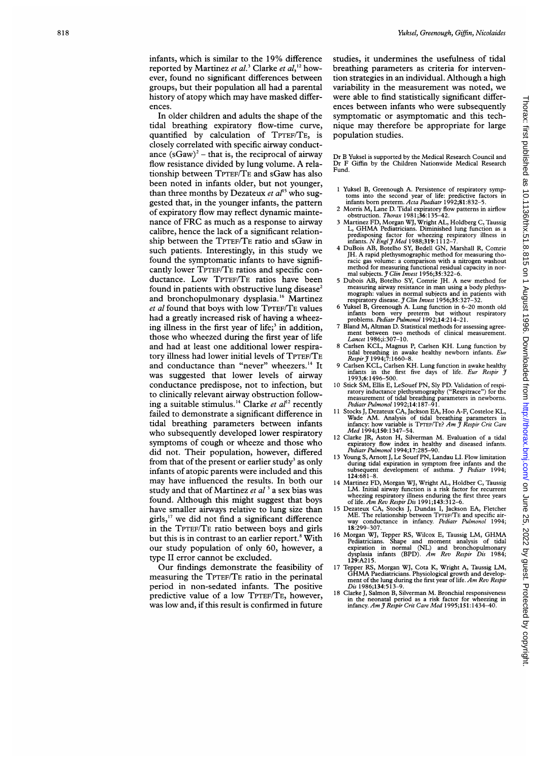infants, which is similar to the 19% difference reported by Martinez *et al*.[3] Clarke *et al*,[12] however, found no significant differences between groups, but their population all had a parental history of atopy which may have masked differences.

In older children and adults the shape of the tidal breathing expiratory flow-time curve, quantified by calculation of TPTEF/TE, is closely correlated with specific airway conductance $(sGaw)^2$ – that is, the reciprocal of airway flow resistance divided by lung volume. A relationship between TPTEF/TE and sGaw has also been noted in infants older, but not younger, than three months by Dezateux *et al*[15] who suggested that, in the younger infants, the pattern of expiratory flow may reflect dynamic maintenance of FRC as much as a response to airway calibre, hence the lack of a significant relationship between the TPTEF/TE ratio and sGaw in such patients. Interestingly, in this study we found the symptomatic infants to have significantly lower TPTEF/TE ratios and specific conductance. Low TPTEF/TE ratios have been found in patients with obstructive lung disease[2] and bronchopulmonary dysplasia.[16] Martinez *et al* found that boys with low TPTEF/TE values had a greatly increased risk of having a wheezing illness in the first year of life;[3] in addition, those who wheezed during the first year of life and had at least one additional lower respiratory illness had lower initial levels of TPTEF/TE and conductance than "never" wheezers.[14] It was suggested that lower levels of airway conductance predispose, not to infection, but to clinically relevant airway obstruction following a suitable stimulus.[14] Clarke *et al*[12] recently failed to demonstrate a significant difference in tidal breathing parameters between infants who subsequently developed lower respiratory symptoms of cough or wheeze and those who did not. Their population, however, differed from that of the present or earlier study[3] as only infants of atopic parents were included and this may have influenced the results. In both our study and that of Martinez *et al*[3] a sex bias was found. Although this might suggest that boys have smaller airways relative to lung size than girls,[17] we did not find a significant difference in the TPTEF/TE ratio between boys and girls but this is in contrast to an earlier report.[8] With our study population of only 60, however, a type II error cannot be excluded.

Our findings demonstrate the feasibility of measuring the TPTEF/TE ratio in the perinatal period in non-sedated infants. The positive predictive value of a low TPTEF/TE, however, was low and, if this result is confirmed in future studies, it undermines the usefulness of tidal breathing parameters as criteria for intervention strategies in an individual. Although a high variability in the measurement was noted, we were able to find statistically significant differences between infants who were subsequently symptomatic or asymptomatic and this technique may therefore be appropriate for large population studies.

Dr B Yuksel is supported by the Medical Research Council and Dr F Giffin by the Children Nationwide Medical Research Fund.

1. Yuksel B, Greenough A. Persistence of respiratory symptoms into the second year of life: predictive factors in infants born preterm. *Acta Paediatr* 1992;**81**:832–5.
2. Morris M, Lane D. Tidal expiratory flow patterns in airflow obstruction. *Thorax* 1981;**36**:135–42.
3. Martinez FD, Morgan WJ, Wright AL, Holdberg C, Taussig L, GHMA Pediatricians. Diminished lung function as a predisposing factor for wheezing respiratory illness in infants. *N Engl J Med* 1988;**319**:1112–7.
4. DuBois AB, Botelho SY, Bedell GN, Marshall R, Comrie JH. A rapid plethysmographic method for measuring thoracic gas volume: a comparison with a nitrogen washout method for measuring functional residual capacity in normal subjects. *J Clin Invest* 1956;**35**:322–6.
5. Dubois AB, Botelho SY, Comrie JH. A new method for measuring airway resistance in man using a body plethysmograph: values in normal subjects and in patients with respiratory disease. *J Clin Invest* 1956;**35**:327–32.
6. Yuksel B, Greenough A. Lung function in 6–20 month old infants born very preterm but without respiratory problems. *Pediatr Pulmonol* 1992;**14**:214–21.
7. Bland M, Altman D. Statistical methods for assessing agreement between two methods of clinical measurement. *Lancet* 1986;**i**:307–10.
8. Carlsen KCL, Magnus P, Carlsen KH. Lung function by tidal breathing in awake healthy newborn infants. *Eur Respir J* 1994;**7**:1660–8.
9. Carlsen KCL, Carlsen KH. Lung function in awake healthy infants in the first five days of life. *Eur Respir J* 1993;**6**:1496–500.
10. Stick SM, Ellis E, LeSouef PN, Sly PD. Validation of respiratory inductance plethysmography ("Respitrace") for the measurement of tidal breathing parameters in newborns. *Pediatr Pulmonol* 1992;**14**:187–91.
11. Stocks J, Dezateux CA, Jackson EA, Hoo A-F, Costeloe KL, Wade AM. Analysis of tidal breathing parameters in infancy: how variable is TPTEF/TE? *Am J Respir Crit Care Med* 1994;**150**:1347–54.
12. Clarke JR, Aston H, Silverman M. Evaluation of a tidal expiratory flow index in healthy and diseased infants. *Pediatr Pulmonol* 1994;**17**:285–90.
13. Young S, Arnott J, Le Souef PN, Landau LI. Flow limitation during tidal expiration in symptom free infants and the subsequent development of asthma. *J Pediatr* 1994; **124**:681–8.
14. Martinez FD, Morgan WJ, Wright AL, Holdber C, Taussig LM. Initial airway function is a risk factor for recurrent wheezing respiratory illness enduring the first three years of life. *Am Rev Respir Dis* 1991;**143**:312–6.
15. Dezateux CA, Stocks J, Dundas I, Jackson EA, Fletcher ME. The relationship between TPTEF/TE and specific airway conductance in infancy. *Pediatr Pulmonol* 1994; **18**:299–307.
16. Morgan WJ, Tepper RS, Wilcox E, Taussig LM, GHMA Pediatricians. Shape and moment analysis of tidal expiration in normal (NL) and bronchopulmonary dysplasia infants (BPD). *Am Rev Respir Dis* 1984; **129**:A215.
17. Tepper RS, Morgan WJ, Cota K, Wright A, Taussig LM, GHMA Paediatricians. Physiological growth and development of the lung during the first year of life. *Am Rev Respir Dis* 1986;**134**:513–9.
18. Clarke J, Salmon B, Silverman M. Bronchial responsiveness in the neonatal period as a risk factor for wheezing in infancy. *Am J Respir Crit Care Med* 1995;**151**:1434–40.